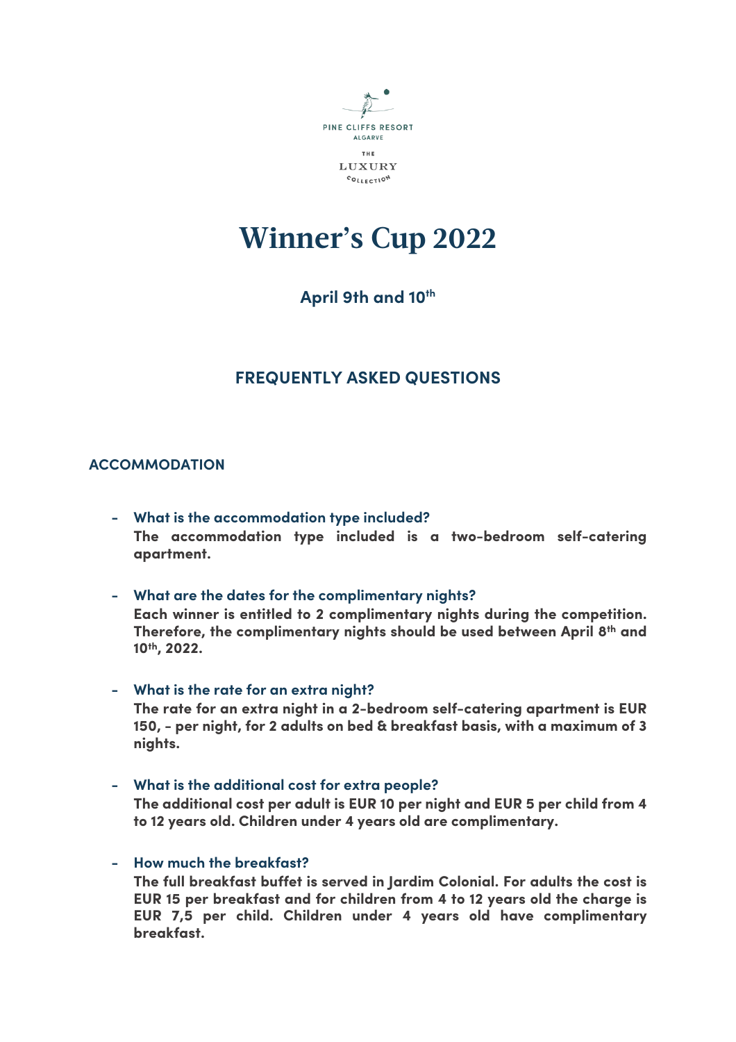PINE CLIFFS RESORT
ALGARVE

THE
LUXURY
COLLECTION

# Winner's Cup 2022

### April 9th and 10th

## FREQUENTLY ASKED QUESTIONS

### ACCOMMODATION

- **What is the accommodation type included?**
  **The accommodation type included is a two-bedroom self-catering apartment.**

- **What are the dates for the complimentary nights?**
  **Each winner is entitled to 2 complimentary nights during the competition. Therefore, the complimentary nights should be used between April 8th and 10th, 2022.**

- **What is the rate for an extra night?**
  **The rate for an extra night in a 2-bedroom self-catering apartment is EUR 150, - per night, for 2 adults on bed & breakfast basis, with a maximum of 3 nights.**

- **What is the additional cost for extra people?**
  **The additional cost per adult is EUR 10 per night and EUR 5 per child from 4 to 12 years old. Children under 4 years old are complimentary.**

- **How much the breakfast?**
  **The full breakfast buffet is served in Jardim Colonial. For adults the cost is EUR 15 per breakfast and for children from 4 to 12 years old the charge is EUR 7,5 per child. Children under 4 years old have complimentary breakfast.**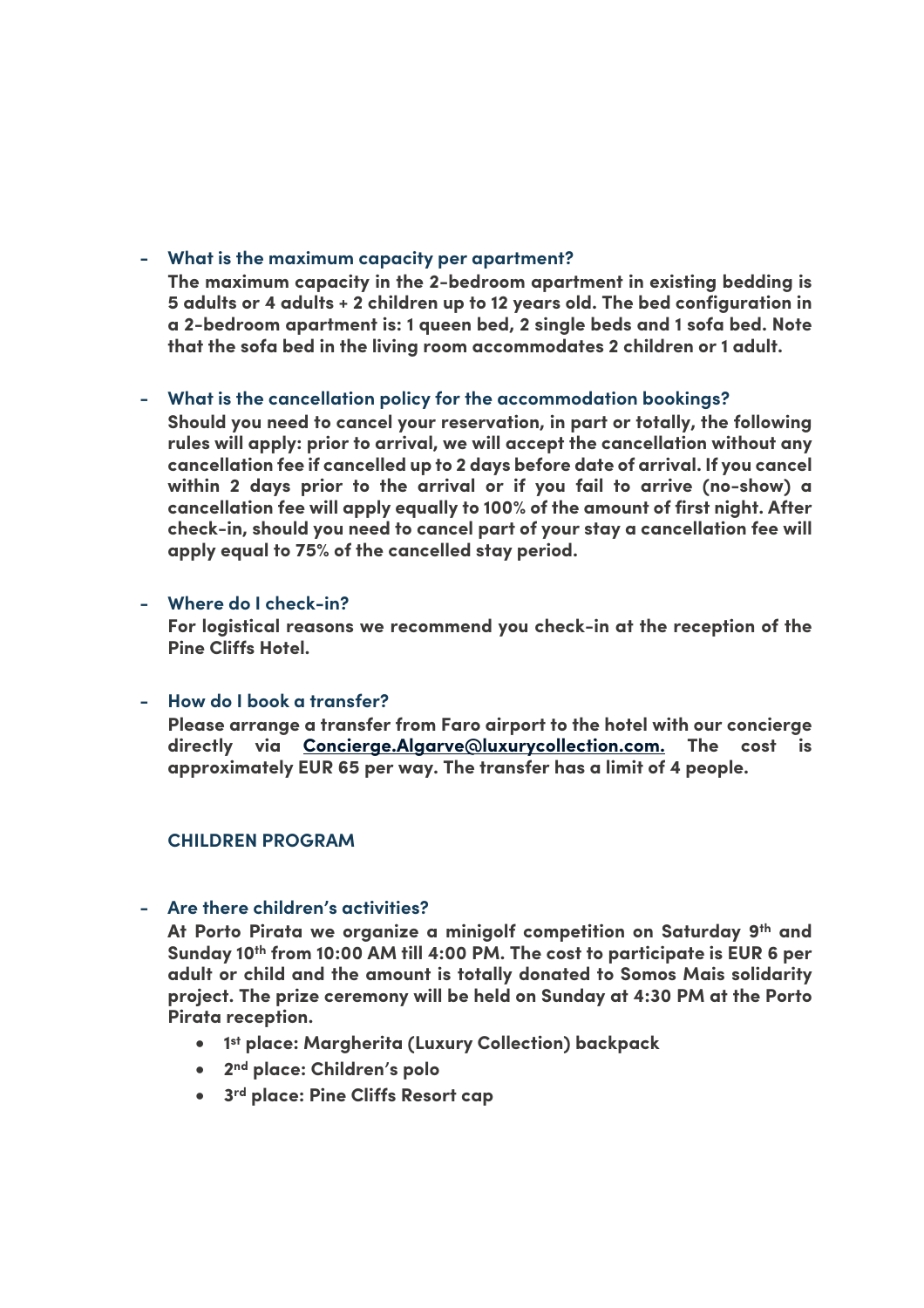- **What is the maximum capacity per apartment?**
  **The maximum capacity in the 2-bedroom apartment in existing bedding is 5 adults or 4 adults + 2 children up to 12 years old. The bed configuration in a 2-bedroom apartment is: 1 queen bed, 2 single beds and 1 sofa bed. Note that the sofa bed in the living room accommodates 2 children or 1 adult.**

- **What is the cancellation policy for the accommodation bookings?**
  **Should you need to cancel your reservation, in part or totally, the following rules will apply: prior to arrival, we will accept the cancellation without any cancellation fee if cancelled up to 2 days before date of arrival. If you cancel within 2 days prior to the arrival or if you fail to arrive (no-show) a cancellation fee will apply equally to 100% of the amount of first night. After check-in, should you need to cancel part of your stay a cancellation fee will apply equal to 75% of the cancelled stay period.**

- **Where do I check-in?**
  **For logistical reasons we recommend you check-in at the reception of the Pine Cliffs Hotel.**

- **How do I book a transfer?**
  **Please arrange a transfer from Faro airport to the hotel with our concierge directly via [Concierge.Algarve@luxurycollection.com.](mailto:Concierge.Algarve@luxurycollection.com) The cost is approximately EUR 65 per way. The transfer has a limit of 4 people.**

## CHILDREN PROGRAM

- **Are there children's activities?**
  **At Porto Pirata we organize a minigolf competition on Saturday 9th and Sunday 10th from 10:00 AM till 4:00 PM. The cost to participate is EUR 6 per adult or child and the amount is totally donated to Somos Mais solidarity project. The prize ceremony will be held on Sunday at 4:30 PM at the Porto Pirata reception.**
  - **1st place: Margherita (Luxury Collection) backpack**
  - **2nd place: Children's polo**
  - **3rd place: Pine Cliffs Resort cap**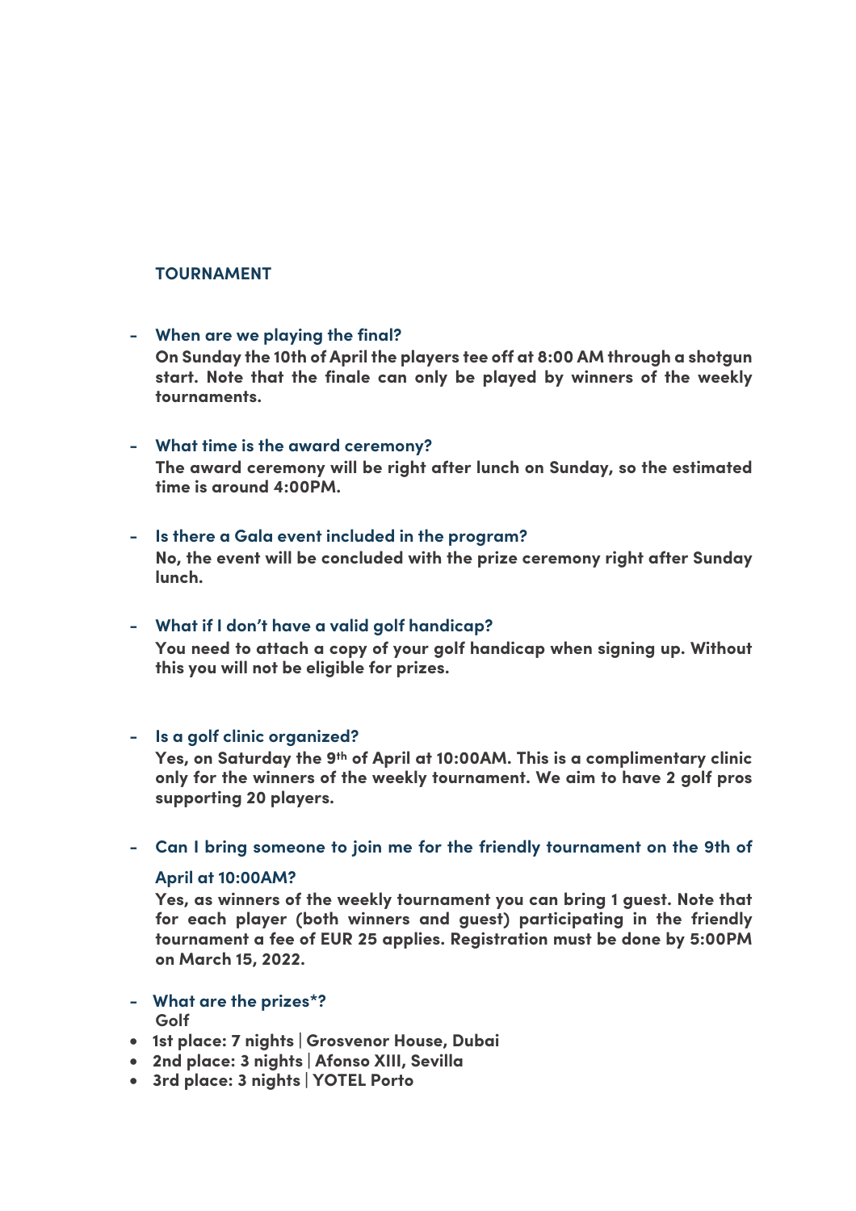## TOURNAMENT

- **When are we playing the final?**
  **On Sunday the 10th of April the players tee off at 8:00 AM through a shotgun start. Note that the finale can only be played by winners of the weekly tournaments.**

- **What time is the award ceremony?**
  **The award ceremony will be right after lunch on Sunday, so the estimated time is around 4:00PM.**

- **Is there a Gala event included in the program?**
  **No, the event will be concluded with the prize ceremony right after Sunday lunch.**

- **What if I don't have a valid golf handicap?**
  **You need to attach a copy of your golf handicap when signing up. Without this you will not be eligible for prizes.**

- **Is a golf clinic organized?**
  **Yes, on Saturday the 9th of April at 10:00AM. This is a complimentary clinic only for the winners of the weekly tournament. We aim to have 2 golf pros supporting 20 players.**

- **Can I bring someone to join me for the friendly tournament on the 9th of April at 10:00AM?**
  **Yes, as winners of the weekly tournament you can bring 1 guest. Note that for each player (both winners and guest) participating in the friendly tournament a fee of EUR 25 applies. Registration must be done by 5:00PM on March 15, 2022.**

- **What are the prizes*?**
  **Golf**

- **1st place: 7 nights | Grosvenor House, Dubai**
- **2nd place: 3 nights | Afonso XIII, Sevilla**
- **3rd place: 3 nights | YOTEL Porto**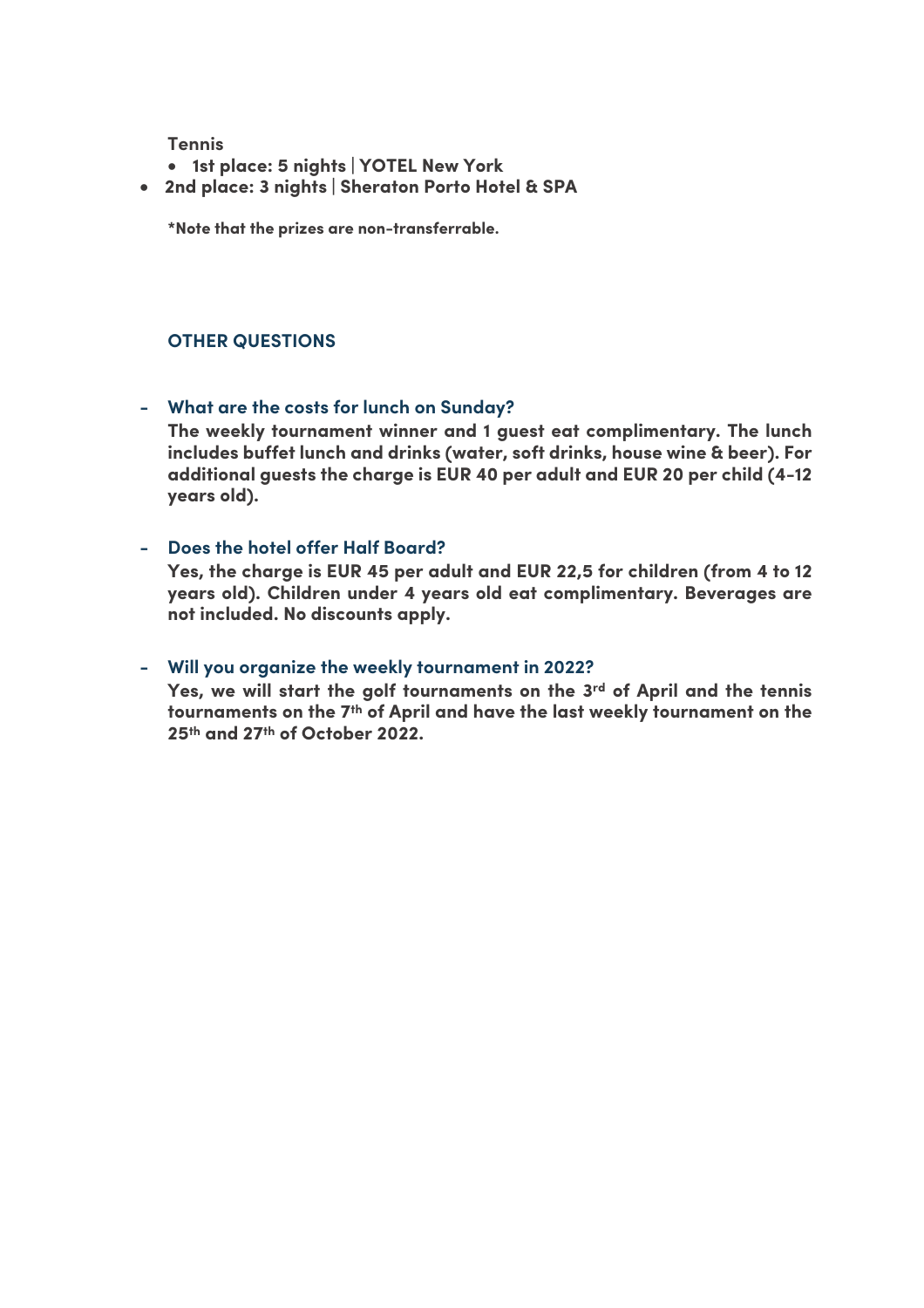**Tennis**

- **1st place: 5 nights | YOTEL New York**
- **2nd place: 3 nights | Sheraton Porto Hotel & SPA**

***Note that the prizes are non-transferrable.**

## OTHER QUESTIONS

- **What are the costs for lunch on Sunday?**

  **The weekly tournament winner and 1 guest eat complimentary. The lunch includes buffet lunch and drinks (water, soft drinks, house wine & beer). For additional guests the charge is EUR 40 per adult and EUR 20 per child (4-12 years old).**

- **Does the hotel offer Half Board?**

  **Yes, the charge is EUR 45 per adult and EUR 22,5 for children (from 4 to 12 years old). Children under 4 years old eat complimentary. Beverages are not included. No discounts apply.**

- **Will you organize the weekly tournament in 2022?**

  **Yes, we will start the golf tournaments on the 3rd of April and the tennis tournaments on the 7th of April and have the last weekly tournament on the 25th and 27th of October 2022.**